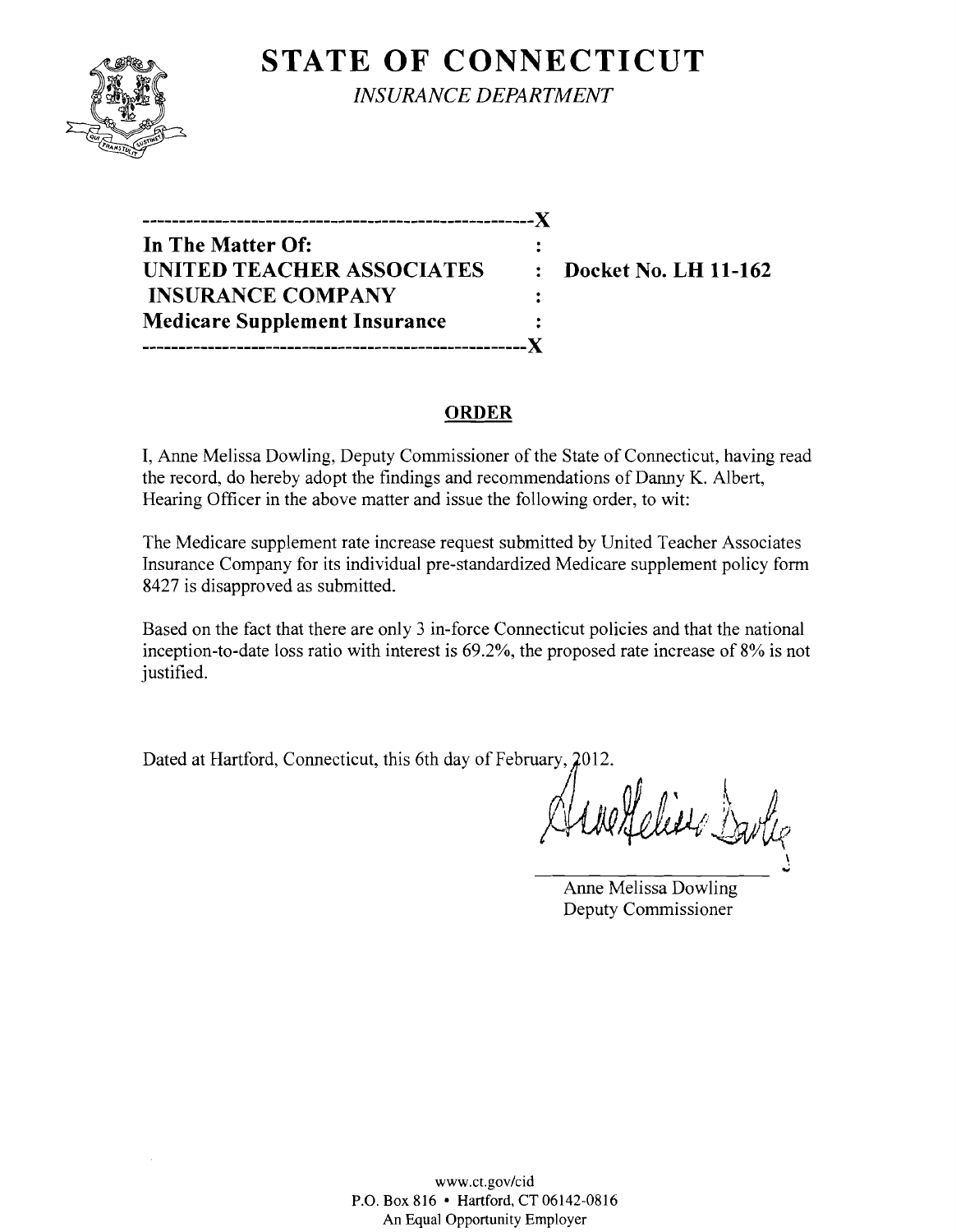# STATE OF CONNECTICUT

*INSURANCE DEPARTMENT*

---------------------------------------------------------X

**In The Matter Of:** :

**UNITED TEACHER ASSOCIATES** : **Docket No. LH 11-162**

**INSURANCE COMPANY** :

**Medicare Supplement Insurance** :

---------------------------------------------------------X

## ORDER

I, Anne Melissa Dowling, Deputy Commissioner of the State of Connecticut, having read the record, do hereby adopt the findings and recommendations of Danny K. Albert, Hearing Officer in the above matter and issue the following order, to wit:

The Medicare supplement rate increase request submitted by United Teacher Associates Insurance Company for its individual pre-standardized Medicare supplement policy form 8427 is disapproved as submitted.

Based on the fact that there are only 3 in-force Connecticut policies and that the national inception-to-date loss ratio with interest is 69.2%, the proposed rate increase of 8% is not justified.

Dated at Hartford, Connecticut, this 6th day of February, 2012.

Anne Melissa Dowling
Deputy Commissioner

www.ct.gov/cid
P.O. Box 816 • Hartford, CT 06142-0816
An Equal Opportunity Employer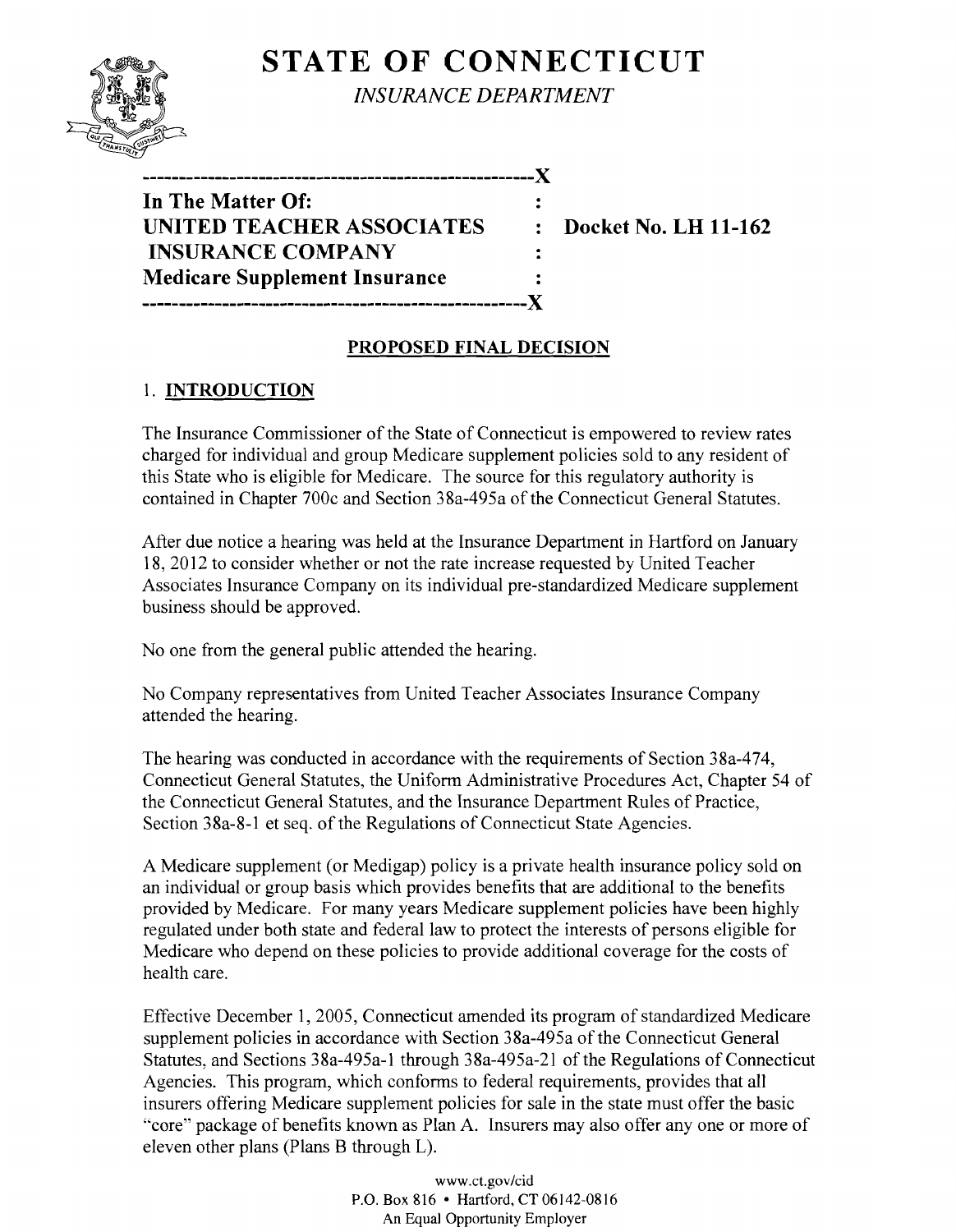# STATE OF CONNECTICUT

*INSURANCE DEPARTMENT*

```
-----------------------------------------------------X
In The Matter Of:                                    :
UNITED TEACHER ASSOCIATES                            :   Docket No. LH 11-162
 INSURANCE COMPANY                                   :
Medicare Supplement Insurance                        :
-----------------------------------------------------X
```

## PROPOSED FINAL DECISION

### 1. INTRODUCTION

The Insurance Commissioner of the State of Connecticut is empowered to review rates charged for individual and group Medicare supplement policies sold to any resident of this State who is eligible for Medicare. The source for this regulatory authority is contained in Chapter 700c and Section 38a-495a of the Connecticut General Statutes.

After due notice a hearing was held at the Insurance Department in Hartford on January 18, 2012 to consider whether or not the rate increase requested by United Teacher Associates Insurance Company on its individual pre-standardized Medicare supplement business should be approved.

No one from the general public attended the hearing.

No Company representatives from United Teacher Associates Insurance Company attended the hearing.

The hearing was conducted in accordance with the requirements of Section 38a-474, Connecticut General Statutes, the Uniform Administrative Procedures Act, Chapter 54 of the Connecticut General Statutes, and the Insurance Department Rules of Practice, Section 38a-8-1 et seq. of the Regulations of Connecticut State Agencies.

A Medicare supplement (or Medigap) policy is a private health insurance policy sold on an individual or group basis which provides benefits that are additional to the benefits provided by Medicare. For many years Medicare supplement policies have been highly regulated under both state and federal law to protect the interests of persons eligible for Medicare who depend on these policies to provide additional coverage for the costs of health care.

Effective December 1, 2005, Connecticut amended its program of standardized Medicare supplement policies in accordance with Section 38a-495a of the Connecticut General Statutes, and Sections 38a-495a-1 through 38a-495a-21 of the Regulations of Connecticut Agencies. This program, which conforms to federal requirements, provides that all insurers offering Medicare supplement policies for sale in the state must offer the basic "core" package of benefits known as Plan A. Insurers may also offer any one or more of eleven other plans (Plans B through L).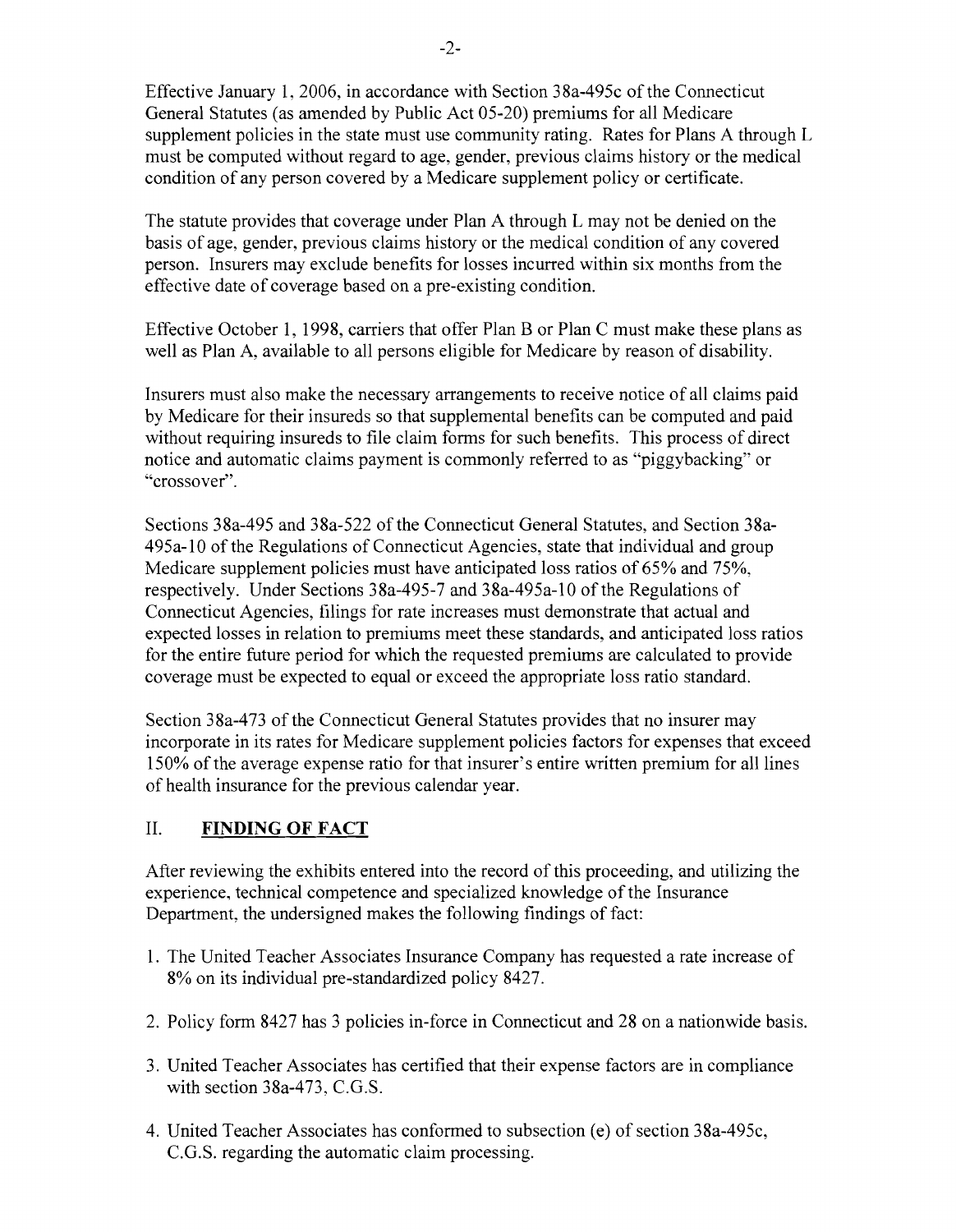Effective January 1, 2006, in accordance with Section 38a-495c of the Connecticut General Statutes (as amended by Public Act 05-20) premiums for all Medicare supplement policies in the state must use community rating. Rates for Plans A through L must be computed without regard to age, gender, previous claims history or the medical condition of any person covered by a Medicare supplement policy or certificate.

The statute provides that coverage under Plan A through L may not be denied on the basis of age, gender, previous claims history or the medical condition of any covered person. Insurers may exclude benefits for losses incurred within six months from the effective date of coverage based on a pre-existing condition.

Effective October 1, 1998, carriers that offer Plan B or Plan C must make these plans as well as Plan A, available to all persons eligible for Medicare by reason of disability.

Insurers must also make the necessary arrangements to receive notice of all claims paid by Medicare for their insureds so that supplemental benefits can be computed and paid without requiring insureds to file claim forms for such benefits. This process of direct notice and automatic claims payment is commonly referred to as "piggybacking" or "crossover".

Sections 38a-495 and 38a-522 of the Connecticut General Statutes, and Section 38a-495a-10 of the Regulations of Connecticut Agencies, state that individual and group Medicare supplement policies must have anticipated loss ratios of 65% and 75%, respectively. Under Sections 38a-495-7 and 38a-495a-10 of the Regulations of Connecticut Agencies, filings for rate increases must demonstrate that actual and expected losses in relation to premiums meet these standards, and anticipated loss ratios for the entire future period for which the requested premiums are calculated to provide coverage must be expected to equal or exceed the appropriate loss ratio standard.

Section 38a-473 of the Connecticut General Statutes provides that no insurer may incorporate in its rates for Medicare supplement policies factors for expenses that exceed 150% of the average expense ratio for that insurer's entire written premium for all lines of health insurance for the previous calendar year.

## II. FINDING OF FACT

After reviewing the exhibits entered into the record of this proceeding, and utilizing the experience, technical competence and specialized knowledge of the Insurance Department, the undersigned makes the following findings of fact:

1. The United Teacher Associates Insurance Company has requested a rate increase of 8% on its individual pre-standardized policy 8427.
2. Policy form 8427 has 3 policies in-force in Connecticut and 28 on a nationwide basis.
3. United Teacher Associates has certified that their expense factors are in compliance with section 38a-473, C.G.S.
4. United Teacher Associates has conformed to subsection (e) of section 38a-495c, C.G.S. regarding the automatic claim processing.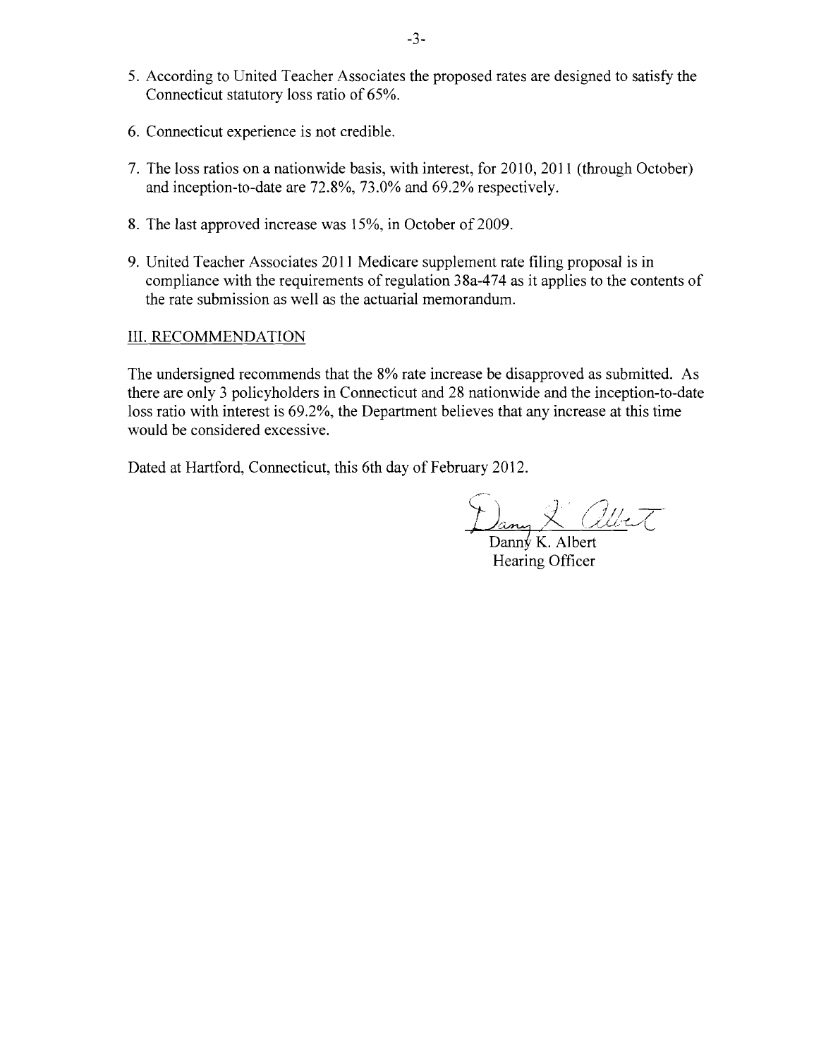5. According to United Teacher Associates the proposed rates are designed to satisfy the Connecticut statutory loss ratio of 65%.

6. Connecticut experience is not credible.

7. The loss ratios on a nationwide basis, with interest, for 2010, 2011 (through October) and inception-to-date are 72.8%, 73.0% and 69.2% respectively.

8. The last approved increase was 15%, in October of 2009.

9. United Teacher Associates 2011 Medicare supplement rate filing proposal is in compliance with the requirements of regulation 38a-474 as it applies to the contents of the rate submission as well as the actuarial memorandum.

## III. RECOMMENDATION

The undersigned recommends that the 8% rate increase be disapproved as submitted. As there are only 3 policyholders in Connecticut and 28 nationwide and the inception-to-date loss ratio with interest is 69.2%, the Department believes that any increase at this time would be considered excessive.

Dated at Hartford, Connecticut, this 6th day of February 2012.

Danny K. Albert
Hearing Officer